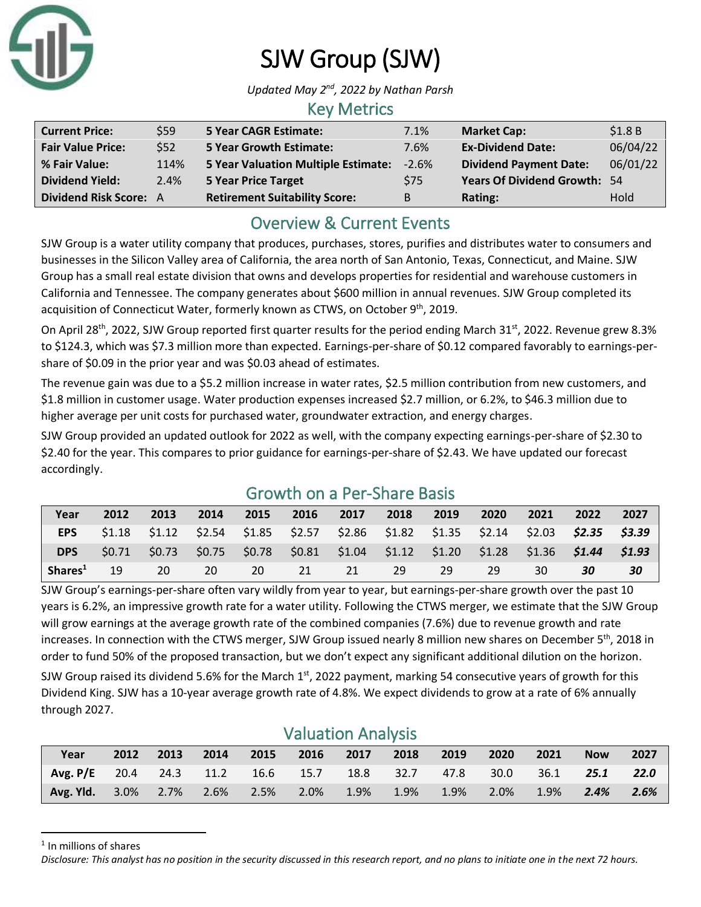# SJW Group (SJW)

*Updated May 2nd, 2022 by Nathan Parsh*

## Key Metrics

| | | | | | |
|---|---|---|---|---|---|
| **Current Price:** | $59 | **5 Year CAGR Estimate:** | 7.1% | **Market Cap:** | $1.8 B |
| **Fair Value Price:** | $52 | **5 Year Growth Estimate:** | 7.6% | **Ex-Dividend Date:** | 06/04/22 |
| **% Fair Value:** | 114% | **5 Year Valuation Multiple Estimate:** | -2.6% | **Dividend Payment Date:** | 06/01/22 |
| **Dividend Yield:** | 2.4% | **5 Year Price Target** | $75 | **Years Of Dividend Growth:** | 54 |
| **Dividend Risk Score:** | A | **Retirement Suitability Score:** | B | **Rating:** | Hold |

## Overview & Current Events

SJW Group is a water utility company that produces, purchases, stores, purifies and distributes water to consumers and businesses in the Silicon Valley area of California, the area north of San Antonio, Texas, Connecticut, and Maine. SJW Group has a small real estate division that owns and develops properties for residential and warehouse customers in California and Tennessee. The company generates about $600 million in annual revenues. SJW Group completed its acquisition of Connecticut Water, formerly known as CTWS, on October 9th, 2019.

On April 28th, 2022, SJW Group reported first quarter results for the period ending March 31st, 2022. Revenue grew 8.3% to $124.3, which was $7.3 million more than expected. Earnings-per-share of $0.12 compared favorably to earnings-per-share of $0.09 in the prior year and was $0.03 ahead of estimates.

The revenue gain was due to a $5.2 million increase in water rates, $2.5 million contribution from new customers, and $1.8 million in customer usage. Water production expenses increased $2.7 million, or 6.2%, to $46.3 million due to higher average per unit costs for purchased water, groundwater extraction, and energy charges.

SJW Group provided an updated outlook for 2022 as well, with the company expecting earnings-per-share of $2.30 to $2.40 for the year. This compares to prior guidance for earnings-per-share of $2.43. We have updated our forecast accordingly.

## Growth on a Per-Share Basis

| Year | 2012 | 2013 | 2014 | 2015 | 2016 | 2017 | 2018 | 2019 | 2020 | 2021 | 2022 | 2027 |
|---|---|---|---|---|---|---|---|---|---|---|---|---|
| **EPS** | $1.18 | $1.12 | $2.54 | $1.85 | $2.57 | $2.86 | $1.82 | $1.35 | $2.14 | $2.03 | ***$2.35*** | ***$3.39*** |
| **DPS** | $0.71 | $0.73 | $0.75 | $0.78 | $0.81 | $1.04 | $1.12 | $1.20 | $1.28 | $1.36 | ***$1.44*** | ***$1.93*** |
| **Shares**[1] | 19 | 20 | 20 | 20 | 21 | 21 | 29 | 29 | 29 | 30 | ***30*** | ***30*** |

SJW Group's earnings-per-share often vary wildly from year to year, but earnings-per-share growth over the past 10 years is 6.2%, an impressive growth rate for a water utility. Following the CTWS merger, we estimate that the SJW Group will grow earnings at the average growth rate of the combined companies (7.6%) due to revenue growth and rate increases. In connection with the CTWS merger, SJW Group issued nearly 8 million new shares on December 5th, 2018 in order to fund 50% of the proposed transaction, but we don't expect any significant additional dilution on the horizon.

SJW Group raised its dividend 5.6% for the March 1st, 2022 payment, marking 54 consecutive years of growth for this Dividend King. SJW has a 10-year average growth rate of 4.8%. We expect dividends to grow at a rate of 6% annually through 2027.

## Valuation Analysis

| Year | 2012 | 2013 | 2014 | 2015 | 2016 | 2017 | 2018 | 2019 | 2020 | 2021 | Now | 2027 |
|---|---|---|---|---|---|---|---|---|---|---|---|---|
| **Avg. P/E** | 20.4 | 24.3 | 11.2 | 16.6 | 15.7 | 18.8 | 32.7 | 47.8 | 30.0 | 36.1 | ***25.1*** | ***22.0*** |
| **Avg. Yld.** | 3.0% | 2.7% | 2.6% | 2.5% | 2.0% | 1.9% | 1.9% | 1.9% | 2.0% | 1.9% | ***2.4%*** | ***2.6%*** |

[1] In millions of shares

*Disclosure: This analyst has no position in the security discussed in this research report, and no plans to initiate one in the next 72 hours.*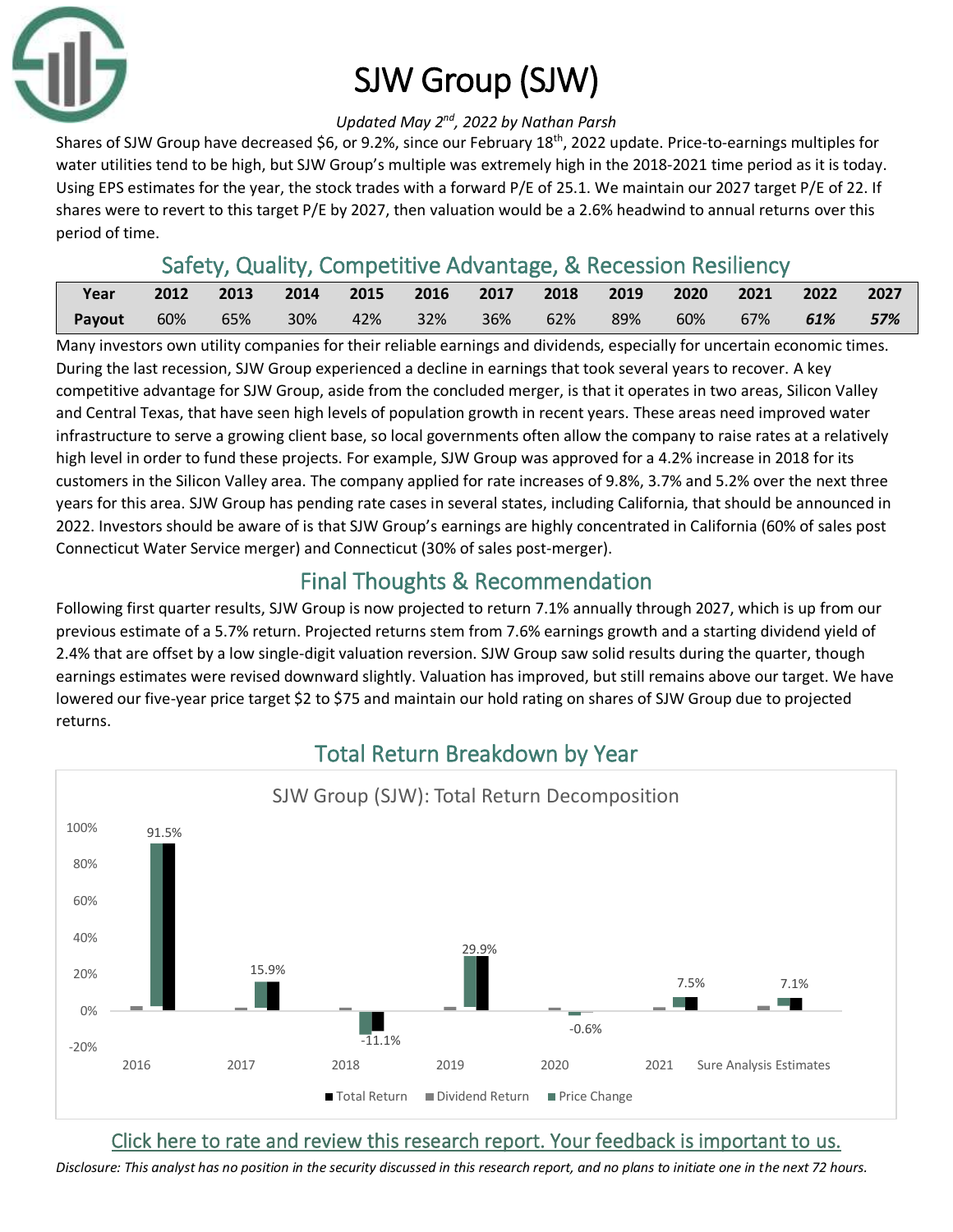# SJW Group (SJW)

*Updated May 2nd, 2022 by Nathan Parsh*

Shares of SJW Group have decreased $6, or 9.2%, since our February 18th, 2022 update. Price-to-earnings multiples for water utilities tend to be high, but SJW Group's multiple was extremely high in the 2018-2021 time period as it is today. Using EPS estimates for the year, the stock trades with a forward P/E of 25.1. We maintain our 2027 target P/E of 22. If shares were to revert to this target P/E by 2027, then valuation would be a 2.6% headwind to annual returns over this period of time.

## Safety, Quality, Competitive Advantage, & Recession Resiliency

| Year | 2012 | 2013 | 2014 | 2015 | 2016 | 2017 | 2018 | 2019 | 2020 | 2021 | 2022 | 2027 |
|---|---|---|---|---|---|---|---|---|---|---|---|---|
| Payout | 60% | 65% | 30% | 42% | 32% | 36% | 62% | 89% | 60% | 67% | ***61%*** | ***57%*** |

Many investors own utility companies for their reliable earnings and dividends, especially for uncertain economic times. During the last recession, SJW Group experienced a decline in earnings that took several years to recover. A key competitive advantage for SJW Group, aside from the concluded merger, is that it operates in two areas, Silicon Valley and Central Texas, that have seen high levels of population growth in recent years. These areas need improved water infrastructure to serve a growing client base, so local governments often allow the company to raise rates at a relatively high level in order to fund these projects. For example, SJW Group was approved for a 4.2% increase in 2018 for its customers in the Silicon Valley area. The company applied for rate increases of 9.8%, 3.7% and 5.2% over the next three years for this area. SJW Group has pending rate cases in several states, including California, that should be announced in 2022. Investors should be aware of is that SJW Group's earnings are highly concentrated in California (60% of sales post Connecticut Water Service merger) and Connecticut (30% of sales post-merger).

## Final Thoughts & Recommendation

Following first quarter results, SJW Group is now projected to return 7.1% annually through 2027, which is up from our previous estimate of a 5.7% return. Projected returns stem from 7.6% earnings growth and a starting dividend yield of 2.4% that are offset by a low single-digit valuation reversion. SJW Group saw solid results during the quarter, though earnings estimates were revised downward slightly. Valuation has improved, but still remains above our target. We have lowered our five-year price target $2 to $75 and maintain our hold rating on shares of SJW Group due to projected returns.

## Total Return Breakdown by Year

SJW Group (SJW): Total Return Decomposition

| | 2016 | 2017 | 2018 | 2019 | 2020 | 2021 | Sure Analysis Estimates |
|---|---|---|---|---|---|---|---|
| Total Return | 91.5% | 15.9% | -11.1% | 29.9% | -0.6% | 7.5% | 7.1% |

Click here to rate and review this research report. Your feedback is important to us.

*Disclosure: This analyst has no position in the security discussed in this research report, and no plans to initiate one in the next 72 hours.*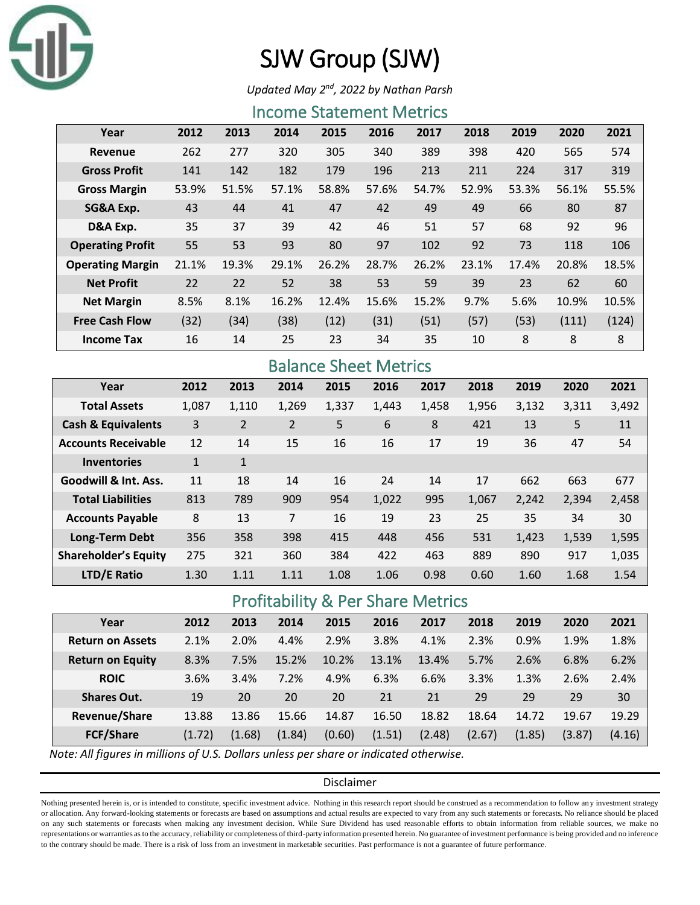# SJW Group (SJW)

*Updated May 2nd, 2022 by Nathan Parsh*

## Income Statement Metrics

| Year | 2012 | 2013 | 2014 | 2015 | 2016 | 2017 | 2018 | 2019 | 2020 | 2021 |
|---|---|---|---|---|---|---|---|---|---|---|
| Revenue | 262 | 277 | 320 | 305 | 340 | 389 | 398 | 420 | 565 | 574 |
| Gross Profit | 141 | 142 | 182 | 179 | 196 | 213 | 211 | 224 | 317 | 319 |
| Gross Margin | 53.9% | 51.5% | 57.1% | 58.8% | 57.6% | 54.7% | 52.9% | 53.3% | 56.1% | 55.5% |
| SG&A Exp. | 43 | 44 | 41 | 47 | 42 | 49 | 49 | 66 | 80 | 87 |
| D&A Exp. | 35 | 37 | 39 | 42 | 46 | 51 | 57 | 68 | 92 | 96 |
| Operating Profit | 55 | 53 | 93 | 80 | 97 | 102 | 92 | 73 | 118 | 106 |
| Operating Margin | 21.1% | 19.3% | 29.1% | 26.2% | 28.7% | 26.2% | 23.1% | 17.4% | 20.8% | 18.5% |
| Net Profit | 22 | 22 | 52 | 38 | 53 | 59 | 39 | 23 | 62 | 60 |
| Net Margin | 8.5% | 8.1% | 16.2% | 12.4% | 15.6% | 15.2% | 9.7% | 5.6% | 10.9% | 10.5% |
| Free Cash Flow | (32) | (34) | (38) | (12) | (31) | (51) | (57) | (53) | (111) | (124) |
| Income Tax | 16 | 14 | 25 | 23 | 34 | 35 | 10 | 8 | 8 | 8 |

## Balance Sheet Metrics

| Year | 2012 | 2013 | 2014 | 2015 | 2016 | 2017 | 2018 | 2019 | 2020 | 2021 |
|---|---|---|---|---|---|---|---|---|---|---|
| Total Assets | 1,087 | 1,110 | 1,269 | 1,337 | 1,443 | 1,458 | 1,956 | 3,132 | 3,311 | 3,492 |
| Cash & Equivalents | 3 | 2 | 2 | 5 | 6 | 8 | 421 | 13 | 5 | 11 |
| Accounts Receivable | 12 | 14 | 15 | 16 | 16 | 17 | 19 | 36 | 47 | 54 |
| Inventories | 1 | 1 | | | | | | | | |
| Goodwill & Int. Ass. | 11 | 18 | 14 | 16 | 24 | 14 | 17 | 662 | 663 | 677 |
| Total Liabilities | 813 | 789 | 909 | 954 | 1,022 | 995 | 1,067 | 2,242 | 2,394 | 2,458 |
| Accounts Payable | 8 | 13 | 7 | 16 | 19 | 23 | 25 | 35 | 34 | 30 |
| Long-Term Debt | 356 | 358 | 398 | 415 | 448 | 456 | 531 | 1,423 | 1,539 | 1,595 |
| Shareholder's Equity | 275 | 321 | 360 | 384 | 422 | 463 | 889 | 890 | 917 | 1,035 |
| LTD/E Ratio | 1.30 | 1.11 | 1.11 | 1.08 | 1.06 | 0.98 | 0.60 | 1.60 | 1.68 | 1.54 |

## Profitability & Per Share Metrics

| Year | 2012 | 2013 | 2014 | 2015 | 2016 | 2017 | 2018 | 2019 | 2020 | 2021 |
|---|---|---|---|---|---|---|---|---|---|---|
| Return on Assets | 2.1% | 2.0% | 4.4% | 2.9% | 3.8% | 4.1% | 2.3% | 0.9% | 1.9% | 1.8% |
| Return on Equity | 8.3% | 7.5% | 15.2% | 10.2% | 13.1% | 13.4% | 5.7% | 2.6% | 6.8% | 6.2% |
| ROIC | 3.6% | 3.4% | 7.2% | 4.9% | 6.3% | 6.6% | 3.3% | 1.3% | 2.6% | 2.4% |
| Shares Out. | 19 | 20 | 20 | 20 | 21 | 21 | 29 | 29 | 29 | 30 |
| Revenue/Share | 13.88 | 13.86 | 15.66 | 14.87 | 16.50 | 18.82 | 18.64 | 14.72 | 19.67 | 19.29 |
| FCF/Share | (1.72) | (1.68) | (1.84) | (0.60) | (1.51) | (2.48) | (2.67) | (1.85) | (3.87) | (4.16) |

*Note: All figures in millions of U.S. Dollars unless per share or indicated otherwise.*

Disclaimer

Nothing presented herein is, or is intended to constitute, specific investment advice. Nothing in this research report should be construed as a recommendation to follow any investment strategy or allocation. Any forward-looking statements or forecasts are based on assumptions and actual results are expected to vary from any such statements or forecasts. No reliance should be placed on any such statements or forecasts when making any investment decision. While Sure Dividend has used reasonable efforts to obtain information from reliable sources, we make no representations or warranties as to the accuracy, reliability or completeness of third-party information presented herein. No guarantee of investment performance is being provided and no inference to the contrary should be made. There is a risk of loss from an investment in marketable securities. Past performance is not a guarantee of future performance.